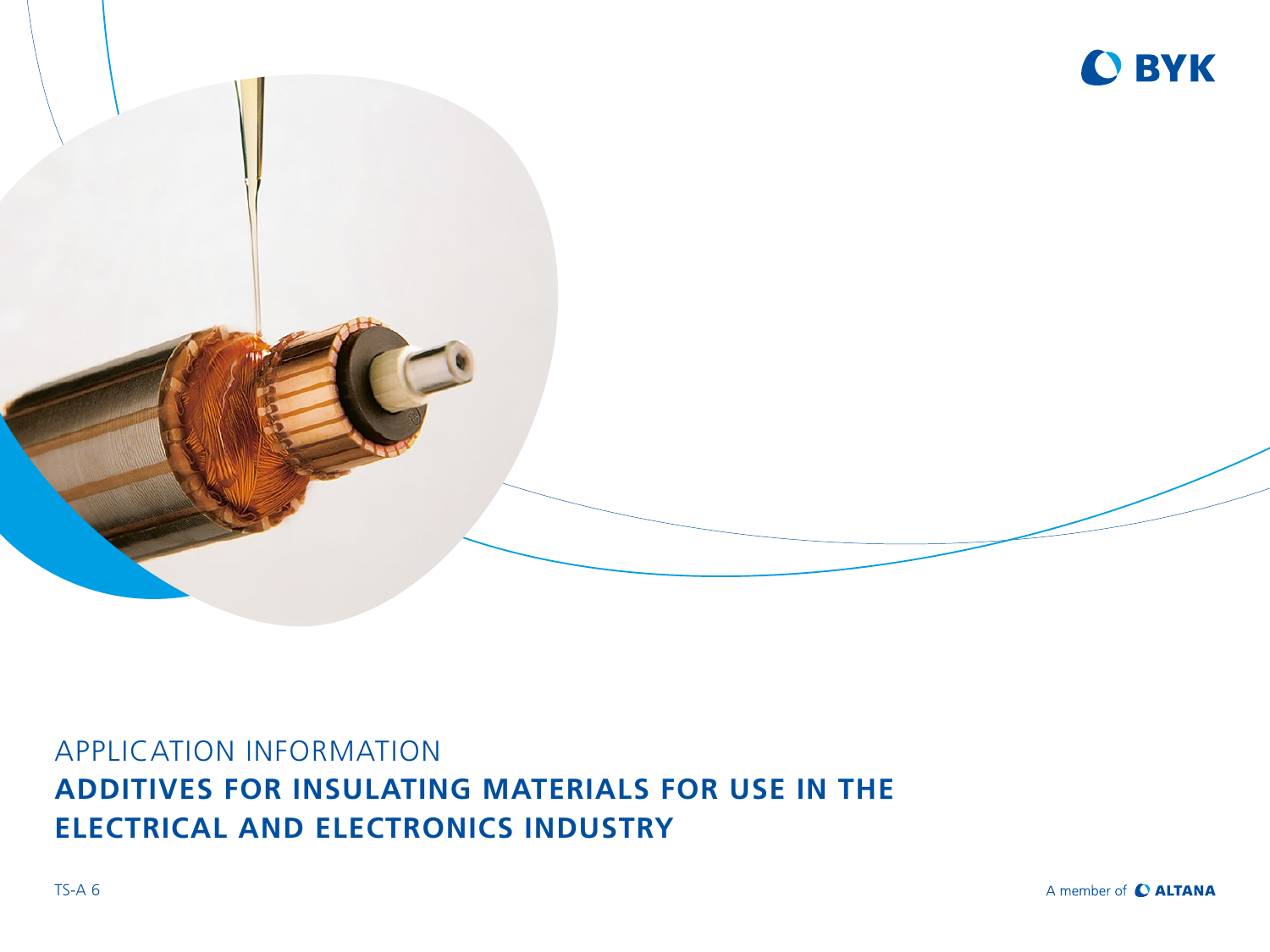BYK

APPLICATION INFORMATION

# ADDITIVES FOR INSULATING MATERIALS FOR USE IN THE ELECTRICAL AND ELECTRONICS INDUSTRY

TS-A 6

A member of ALTANA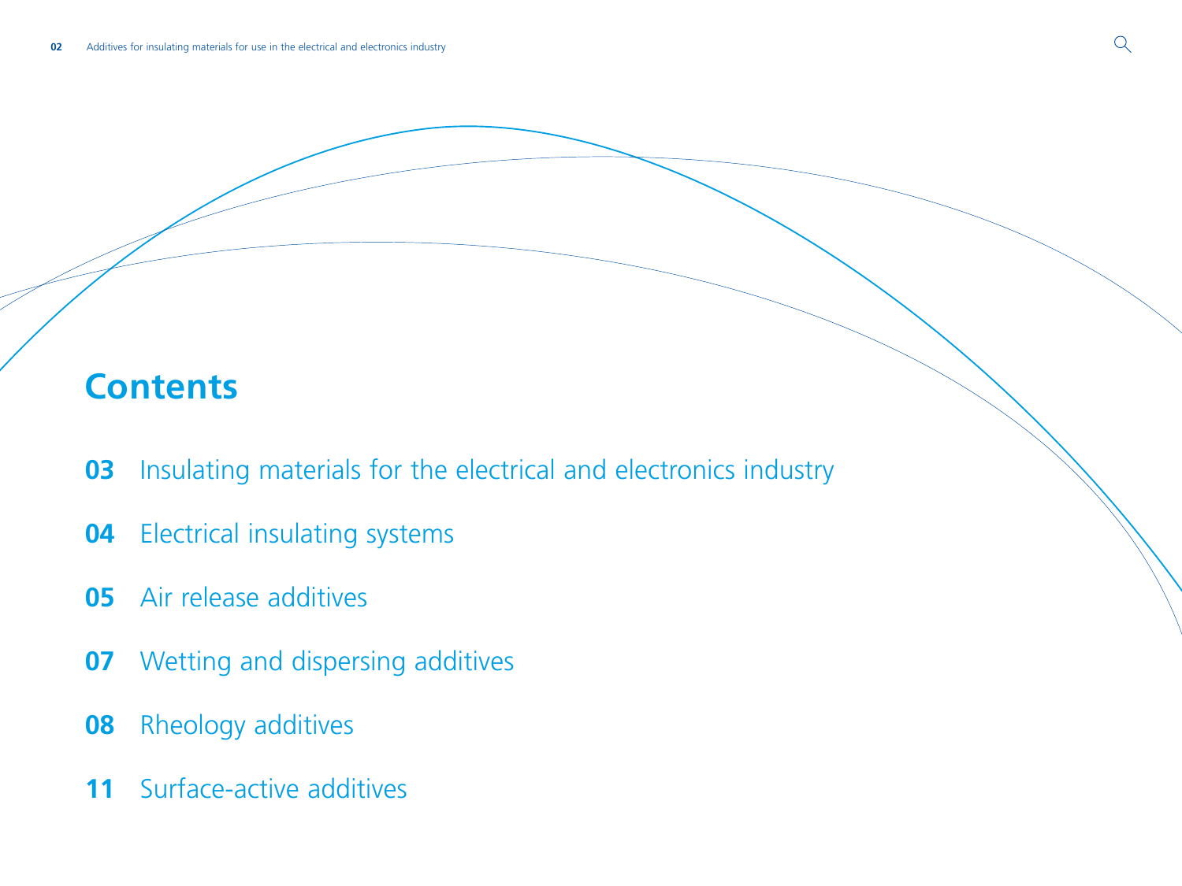# Contents

**03** Insulating materials for the electrical and electronics industry

**04** Electrical insulating systems

**05** Air release additives

**07** Wetting and dispersing additives

**08** Rheology additives

**11** Surface-active additives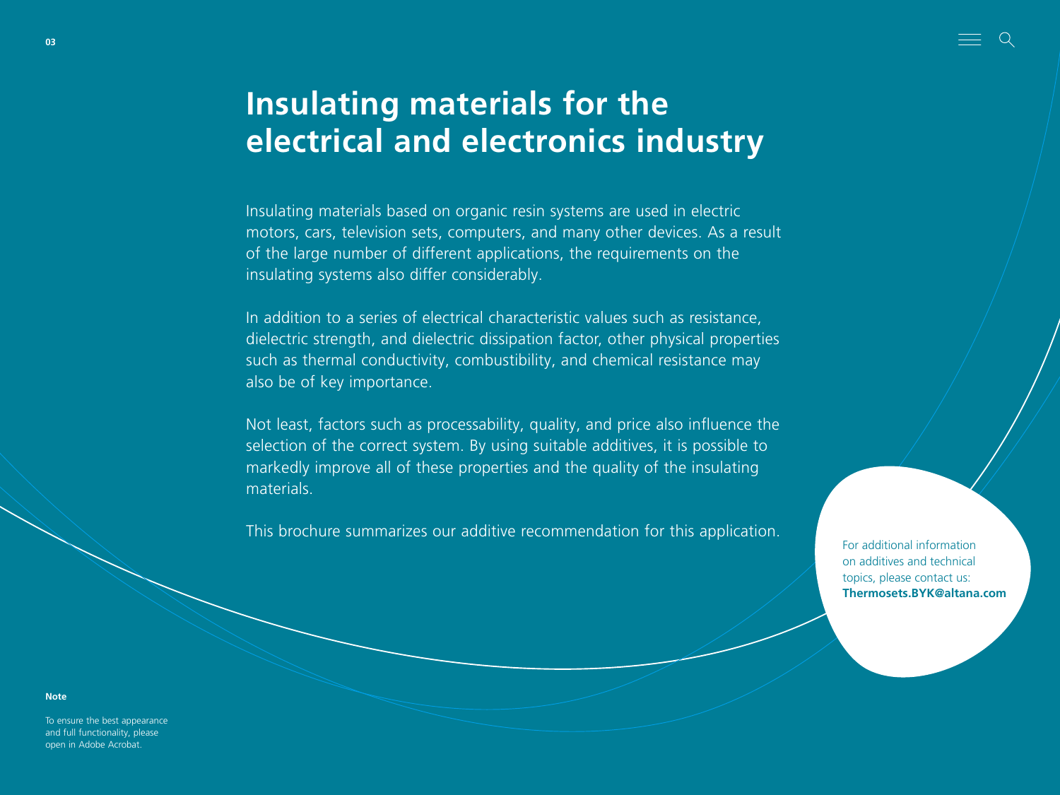# Insulating materials for the electrical and electronics industry

Insulating materials based on organic resin systems are used in electric motors, cars, television sets, computers, and many other devices. As a result of the large number of different applications, the requirements on the insulating systems also differ considerably.

In addition to a series of electrical characteristic values such as resistance, dielectric strength, and dielectric dissipation factor, other physical properties such as thermal conductivity, combustibility, and chemical resistance may also be of key importance.

Not least, factors such as processability, quality, and price also influence the selection of the correct system. By using suitable additives, it is possible to markedly improve all of these properties and the quality of the insulating materials.

This brochure summarizes our additive recommendation for this application.

For additional information on additives and technical topics, please contact us: **Thermosets.BYK@altana.com**

**Note**

To ensure the best appearance and full functionality, please open in Adobe Acrobat.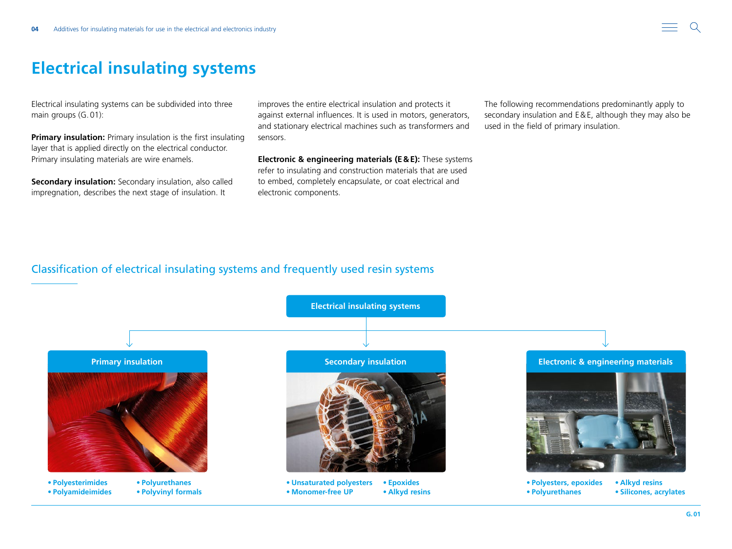# Electrical insulating systems

Electrical insulating systems can be subdivided into three main groups (G. 01):

**Primary insulation:** Primary insulation is the first insulating layer that is applied directly on the electrical conductor. Primary insulating materials are wire enamels.

**Secondary insulation:** Secondary insulation, also called impregnation, describes the next stage of insulation. It improves the entire electrical insulation and protects it against external influences. It is used in motors, generators, and stationary electrical machines such as transformers and sensors.

**Electronic & engineering materials (E & E):** These systems refer to insulating and construction materials that are used to embed, completely encapsulate, or coat electrical and electronic components.

The following recommendations predominantly apply to secondary insulation and E & E, although they may also be used in the field of primary insulation.

## Classification of electrical insulating systems and frequently used resin systems

**Electrical insulating systems**

**Primary insulation**

- Polyesterimides
- Polyamideimides
- Polyurethanes
- Polyvinyl formals

**Secondary insulation**

- Unsaturated polyesters
- Monomer-free UP
- Epoxides
- Alkyd resins

**Electronic & engineering materials**

- Polyesters, epoxides
- Polyurethanes
- Alkyd resins
- Silicones, acrylates

G. 01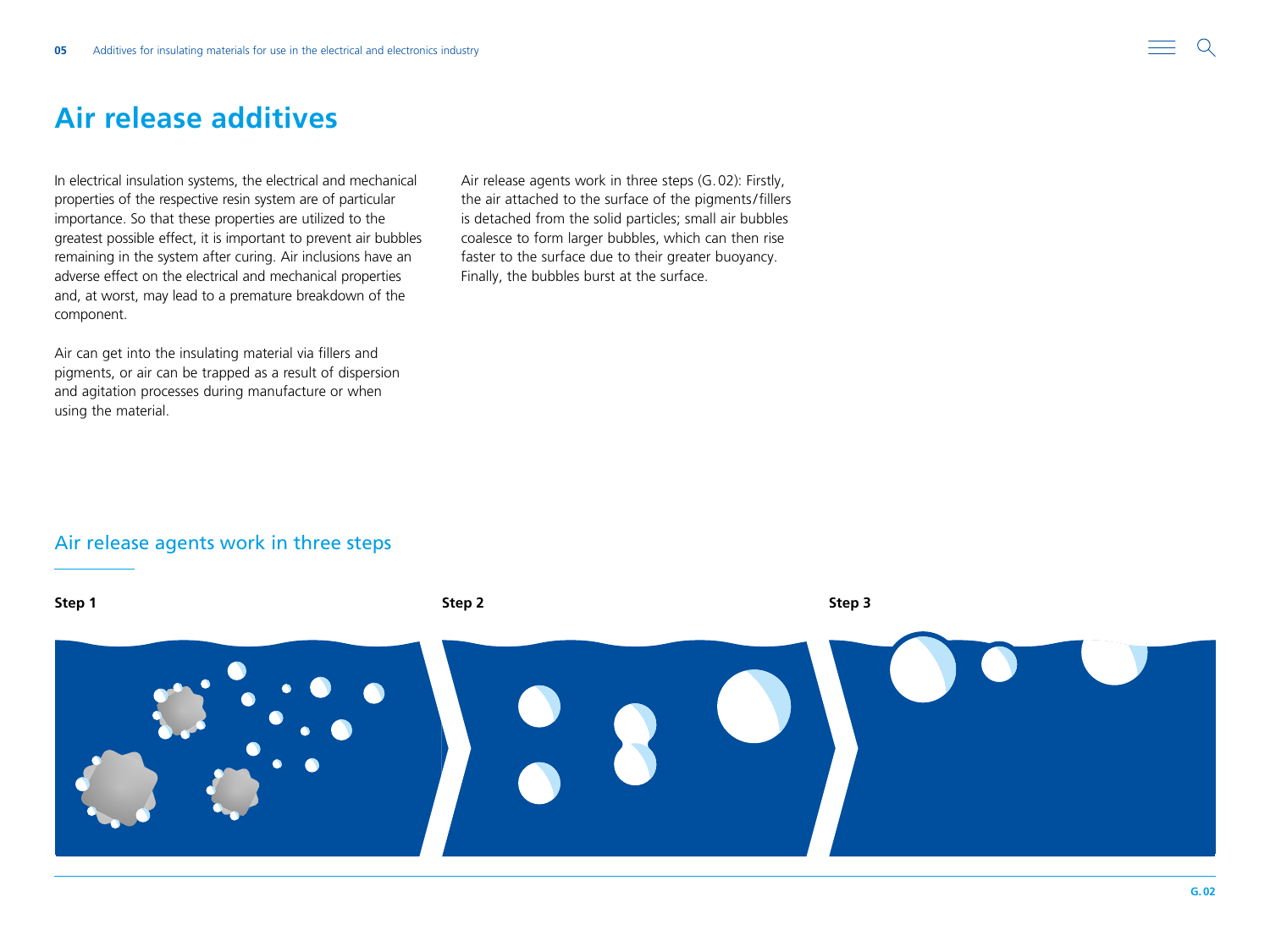# Air release additives

In electrical insulation systems, the electrical and mechanical properties of the respective resin system are of particular importance. So that these properties are utilized to the greatest possible effect, it is important to prevent air bubbles remaining in the system after curing. Air inclusions have an adverse effect on the electrical and mechanical properties and, at worst, may lead to a premature breakdown of the component.

Air can get into the insulating material via fillers and pigments, or air can be trapped as a result of dispersion and agitation processes during manufacture or when using the material.

Air release agents work in three steps (G. 02): Firstly, the air attached to the surface of the pigments/fillers is detached from the solid particles; small air bubbles coalesce to form larger bubbles, which can then rise faster to the surface due to their greater buoyancy. Finally, the bubbles burst at the surface.

## Air release agents work in three steps

**Step 1**

**Step 2**

**Step 3**

G. 02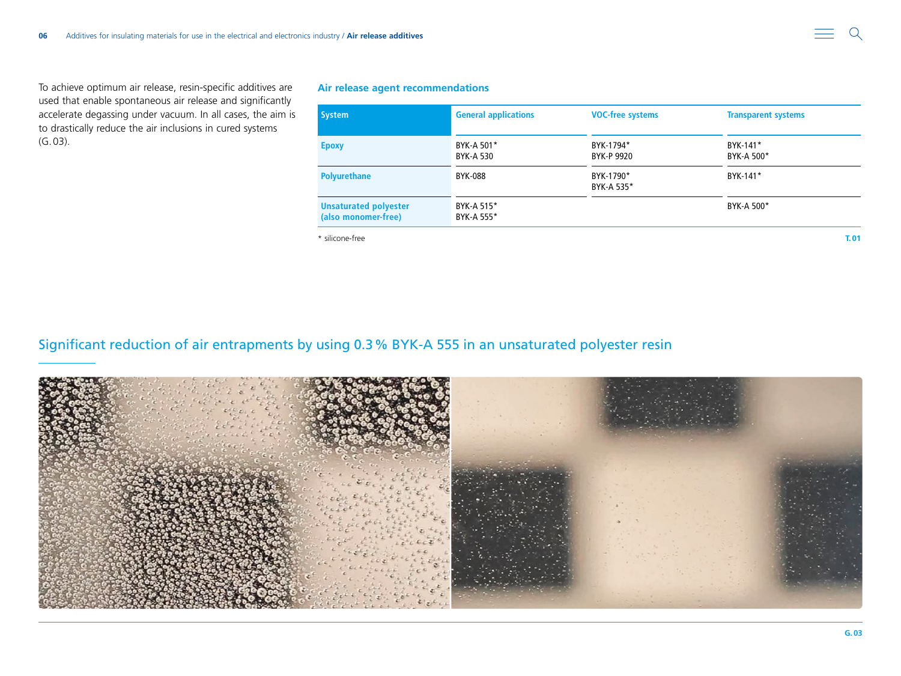To achieve optimum air release, resin-specific additives are used that enable spontaneous air release and significantly accelerate degassing under vacuum. In all cases, the aim is to drastically reduce the air inclusions in cured systems (G. 03).

## Air release agent recommendations

| System | General applications | VOC-free systems | Transparent systems |
|---|---|---|---|
| Epoxy | BYK-A 501* <br> BYK-A 530 | BYK-1794* <br> BYK-P 9920 | BYK-141* <br> BYK-A 500* |
| Polyurethane | BYK-088 | BYK-1790* <br> BYK-A 535* | BYK-141* |
| Unsaturated polyester (also monomer-free) | BYK-A 515* <br> BYK-A 555* | | BYK-A 500* |

* silicone-free

T. 01

## Significant reduction of air entrapments by using 0.3 % BYK-A 555 in an unsaturated polyester resin

G. 03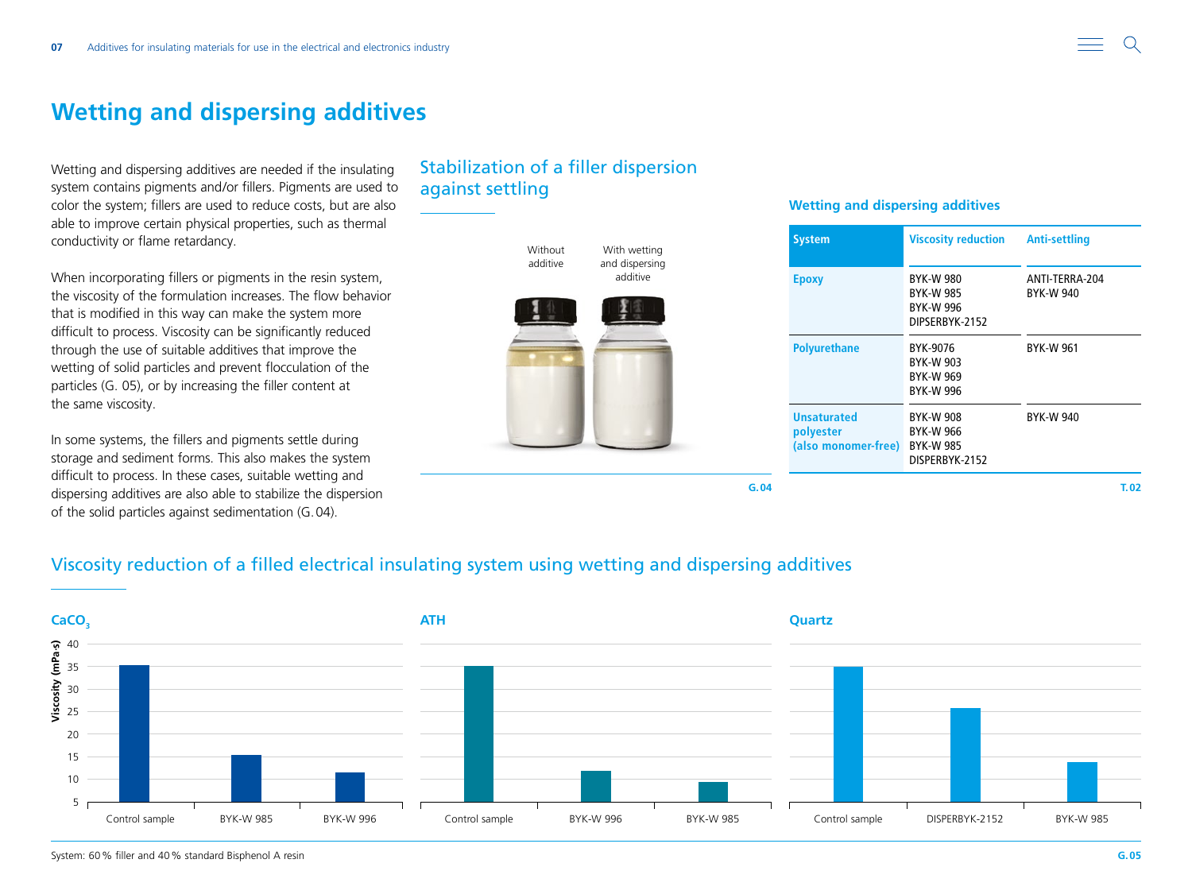# Wetting and dispersing additives

Wetting and dispersing additives are needed if the insulating system contains pigments and/or fillers. Pigments are used to color the system; fillers are used to reduce costs, but are also able to improve certain physical properties, such as thermal conductivity or flame retardancy.

When incorporating fillers or pigments in the resin system, the viscosity of the formulation increases. The flow behavior that is modified in this way can make the system more difficult to process. Viscosity can be significantly reduced through the use of suitable additives that improve the wetting of solid particles and prevent flocculation of the particles (G. 05), or by increasing the filler content at the same viscosity.

In some systems, the fillers and pigments settle during storage and sediment forms. This also makes the system difficult to process. In these cases, suitable wetting and dispersing additives are also able to stabilize the dispersion of the solid particles against sedimentation (G. 04).

## Stabilization of a filler dispersion against settling

Without additive | With wetting and dispersing additive

G. 04

### Wetting and dispersing additives

| System | Viscosity reduction | Anti-settling |
|---|---|---|
| Epoxy | BYK-W 980<br>BYK-W 985<br>BYK-W 996<br>DIPSERBYK-2152 | ANTI-TERRA-204<br>BYK-W 940 |
| Polyurethane | BYK-9076<br>BYK-W 903<br>BYK-W 969<br>BYK-W 996 | BYK-W 961 |
| Unsaturated polyester (also monomer-free) | BYK-W 908<br>BYK-W 966<br>BYK-W 985<br>DISPERBYK-2152 | BYK-W 940 |

T. 02

## Viscosity reduction of a filled electrical insulating system using wetting and dispersing additives

Viscosity (mPa·s)

| Filler | Sample | Viscosity (mPa·s, approx.) |
|---|---|---|
| $CaCO_3$ | Control sample | 35 |
| $CaCO_3$ | BYK-W 985 | 15 |
| $CaCO_3$ | BYK-W 996 | 11.5 |
| ATH | Control sample | 35 |
| ATH | BYK-W 996 | 12 |
| ATH | BYK-W 985 | 9.5 |
| Quartz | Control sample | 35 |
| Quartz | DISPERBYK-2152 | 26 |
| Quartz | BYK-W 985 | 14 |

System: 60 % filler and 40 % standard Bisphenol A resin

G. 05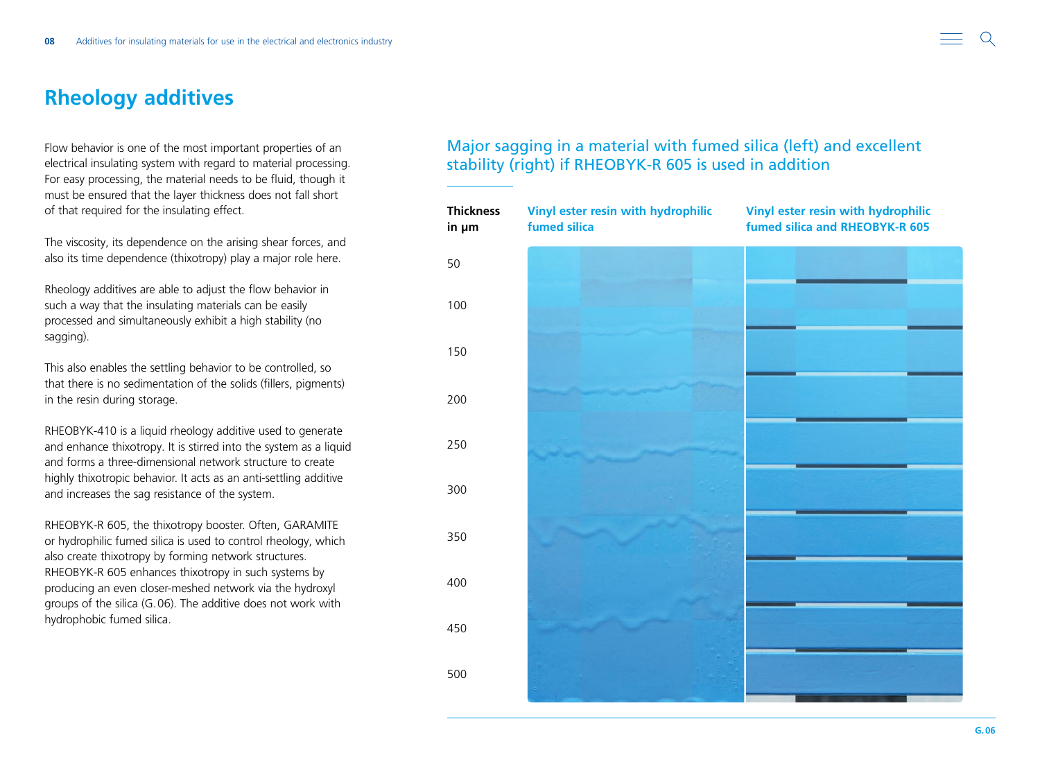# Rheology additives

Flow behavior is one of the most important properties of an electrical insulating system with regard to material processing. For easy processing, the material needs to be fluid, though it must be ensured that the layer thickness does not fall short of that required for the insulating effect.

The viscosity, its dependence on the arising shear forces, and also its time dependence (thixotropy) play a major role here.

Rheology additives are able to adjust the flow behavior in such a way that the insulating materials can be easily processed and simultaneously exhibit a high stability (no sagging).

This also enables the settling behavior to be controlled, so that there is no sedimentation of the solids (fillers, pigments) in the resin during storage.

RHEOBYK-410 is a liquid rheology additive used to generate and enhance thixotropy. It is stirred into the system as a liquid and forms a three-dimensional network structure to create highly thixotropic behavior. It acts as an anti-settling additive and increases the sag resistance of the system.

RHEOBYK-R 605, the thixotropy booster. Often, GARAMITE or hydrophilic fumed silica is used to control rheology, which also create thixotropy by forming network structures. RHEOBYK-R 605 enhances thixotropy in such systems by producing an even closer-meshed network via the hydroxyl groups of the silica (G.06). The additive does not work with hydrophobic fumed silica.

## Major sagging in a material with fumed silica (left) and excellent stability (right) if RHEOBYK-R 605 is used in addition

| Thickness in µm | Vinyl ester resin with hydrophilic fumed silica | Vinyl ester resin with hydrophilic fumed silica and RHEOBYK-R 605 |
|---|---|---|
| 50 | | |
| 100 | | |
| 150 | | |
| 200 | | |
| 250 | | |
| 300 | | |
| 350 | | |
| 400 | | |
| 450 | | |
| 500 | | |

G. 06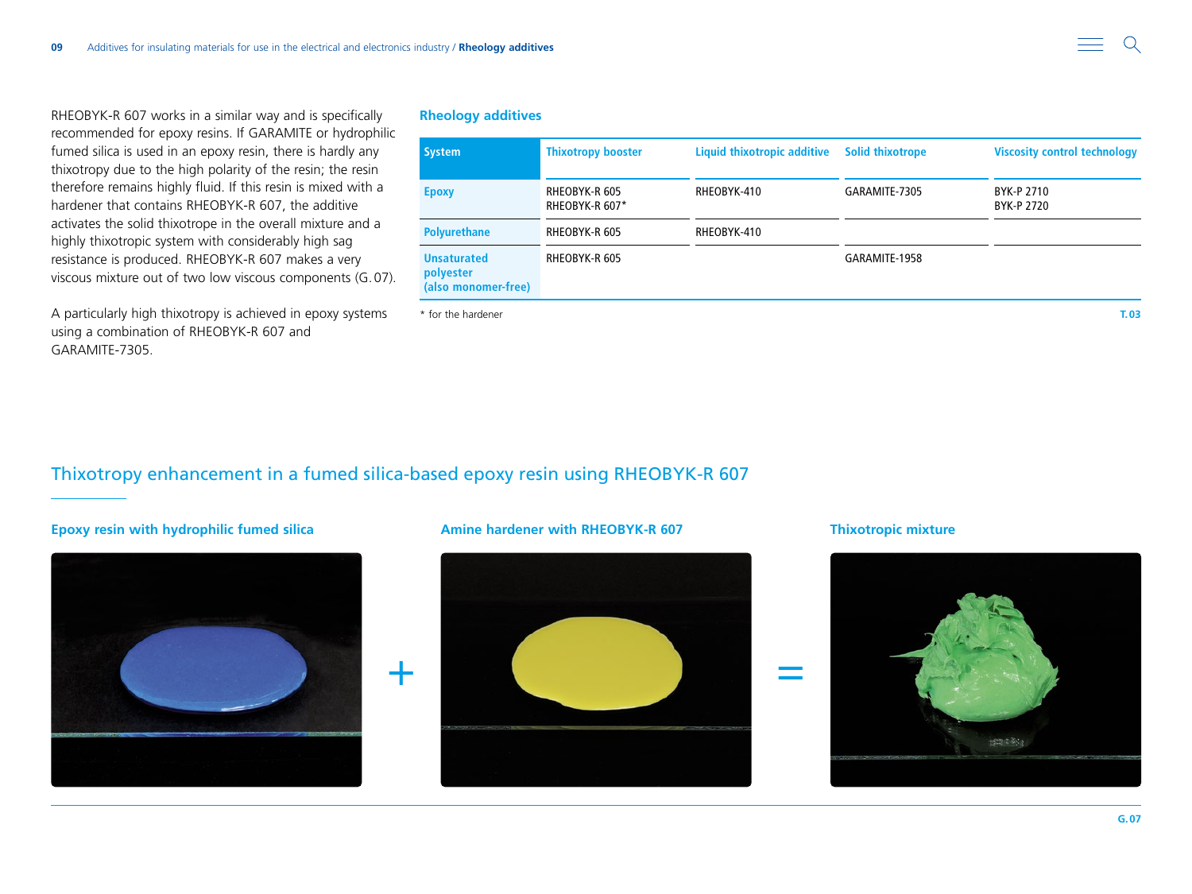RHEOBYK-R 607 works in a similar way and is specifically recommended for epoxy resins. If GARAMITE or hydrophilic fumed silica is used in an epoxy resin, there is hardly any thixotropy due to the high polarity of the resin; the resin therefore remains highly fluid. If this resin is mixed with a hardener that contains RHEOBYK-R 607, the additive activates the solid thixotrope in the overall mixture and a highly thixotropic system with considerably high sag resistance is produced. RHEOBYK-R 607 makes a very viscous mixture out of two low viscous components (G.07).

A particularly high thixotropy is achieved in epoxy systems using a combination of RHEOBYK-R 607 and GARAMITE-7305.

### Rheology additives

| System | Thixotropy booster | Liquid thixotropic additive | Solid thixotrope | Viscosity control technology |
|---|---|---|---|---|
| Epoxy | RHEOBYK-R 605<br>RHEOBYK-R 607* | RHEOBYK-410 | GARAMITE-7305 | BYK-P 2710<br>BYK-P 2720 |
| Polyurethane | RHEOBYK-R 605 | RHEOBYK-410 | | |
| Unsaturated polyester (also monomer-free) | RHEOBYK-R 605 | | GARAMITE-1958 | |

* for the hardener

T.03

## Thixotropy enhancement in a fumed silica-based epoxy resin using RHEOBYK-R 607

**Epoxy resin with hydrophilic fumed silica** + **Amine hardener with RHEOBYK-R 607** = **Thixotropic mixture**

G.07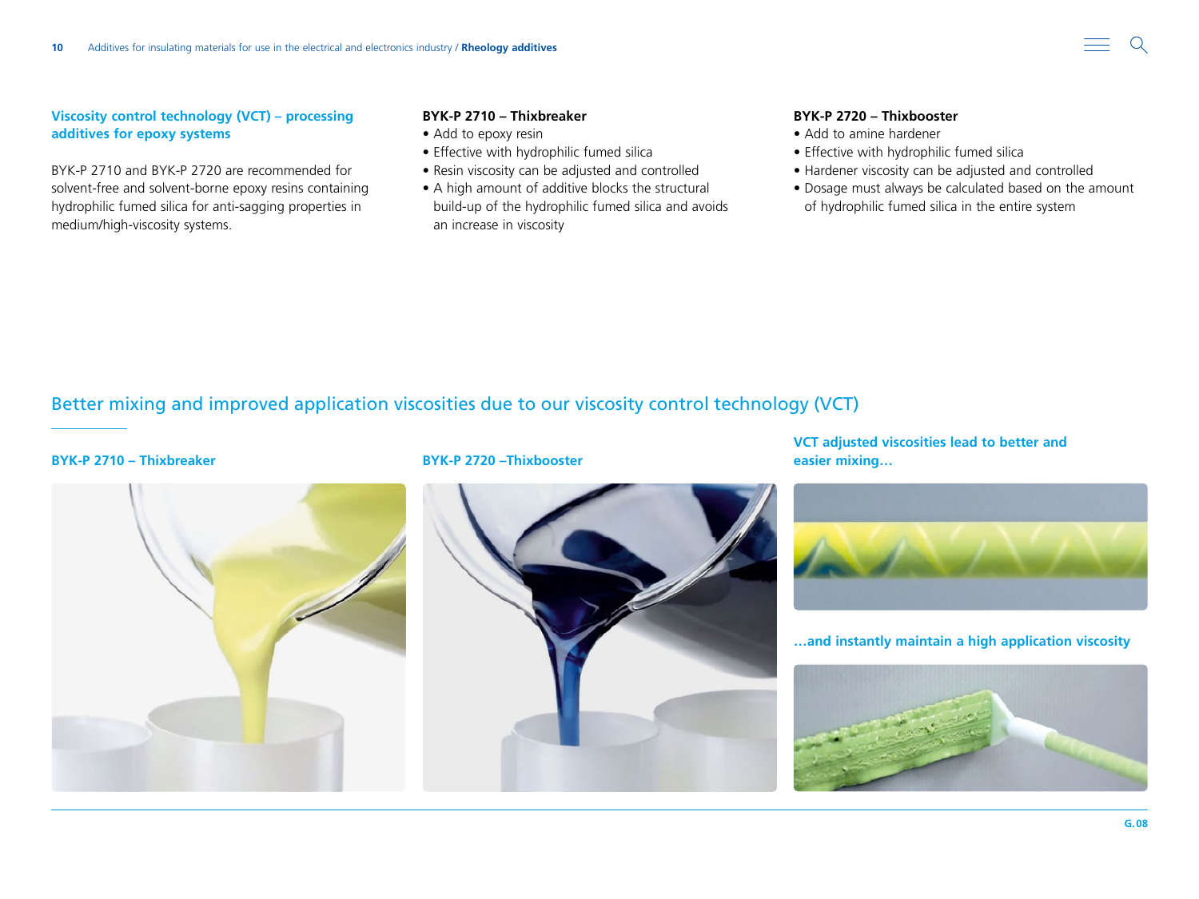### Viscosity control technology (VCT) – processing additives for epoxy systems

BYK-P 2710 and BYK-P 2720 are recommended for solvent-free and solvent-borne epoxy resins containing hydrophilic fumed silica for anti-sagging properties in medium/high-viscosity systems.

**BYK-P 2710 – Thixbreaker**

- Add to epoxy resin
- Effective with hydrophilic fumed silica
- Resin viscosity can be adjusted and controlled
- A high amount of additive blocks the structural build-up of the hydrophilic fumed silica and avoids an increase in viscosity

**BYK-P 2720 – Thixbooster**

- Add to amine hardener
- Effective with hydrophilic fumed silica
- Hardener viscosity can be adjusted and controlled
- Dosage must always be calculated based on the amount of hydrophilic fumed silica in the entire system

## Better mixing and improved application viscosities due to our viscosity control technology (VCT)

**BYK-P 2710 – Thixbreaker**

**BYK-P 2720 –Thixbooster**

**VCT adjusted viscosities lead to better and easier mixing…**

**…and instantly maintain a high application viscosity**

G.08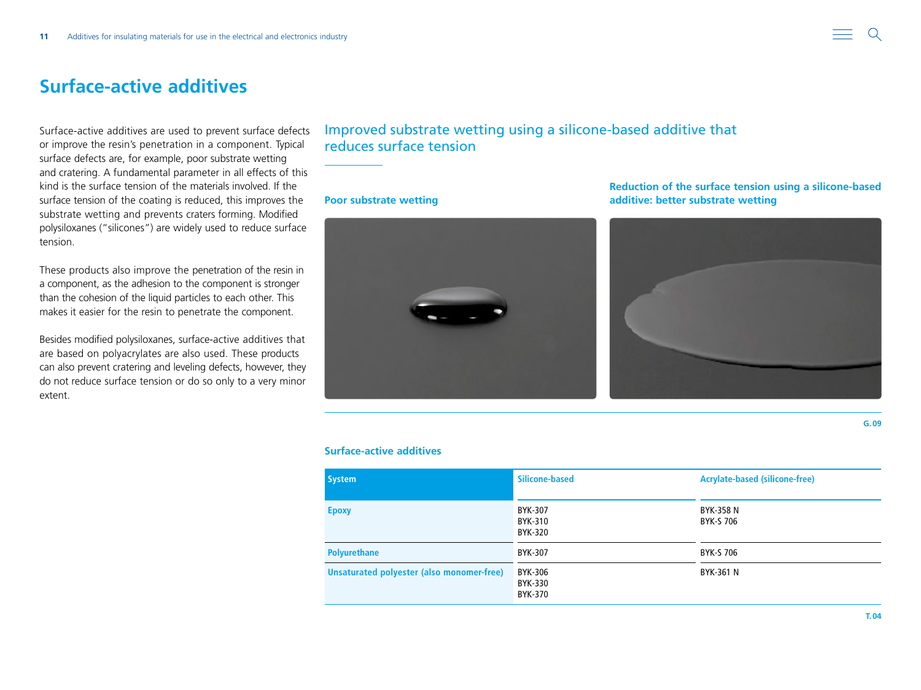# Surface-active additives

Surface-active additives are used to prevent surface defects or improve the resin's penetration in a component. Typical surface defects are, for example, poor substrate wetting and cratering. A fundamental parameter in all effects of this kind is the surface tension of the materials involved. If the surface tension of the coating is reduced, this improves the substrate wetting and prevents craters forming. Modified polysiloxanes ("silicones") are widely used to reduce surface tension.

These products also improve the penetration of the resin in a component, as the adhesion to the component is stronger than the cohesion of the liquid particles to each other. This makes it easier for the resin to penetrate the component.

Besides modified polysiloxanes, surface-active additives that are based on polyacrylates are also used. These products can also prevent cratering and leveling defects, however, they do not reduce surface tension or do so only to a very minor extent.

## Improved substrate wetting using a silicone-based additive that reduces surface tension

**Poor substrate wetting**

**Reduction of the surface tension using a silicone-based additive: better substrate wetting**

G.09

### Surface-active additives

| System | Silicone-based | Acrylate-based (silicone-free) |
|---|---|---|
| Epoxy | BYK-307<br>BYK-310<br>BYK-320 | BYK-358 N<br>BYK-S 706 |
| Polyurethane | BYK-307 | BYK-S 706 |
| Unsaturated polyester (also monomer-free) | BYK-306<br>BYK-330<br>BYK-370 | BYK-361 N |

T.04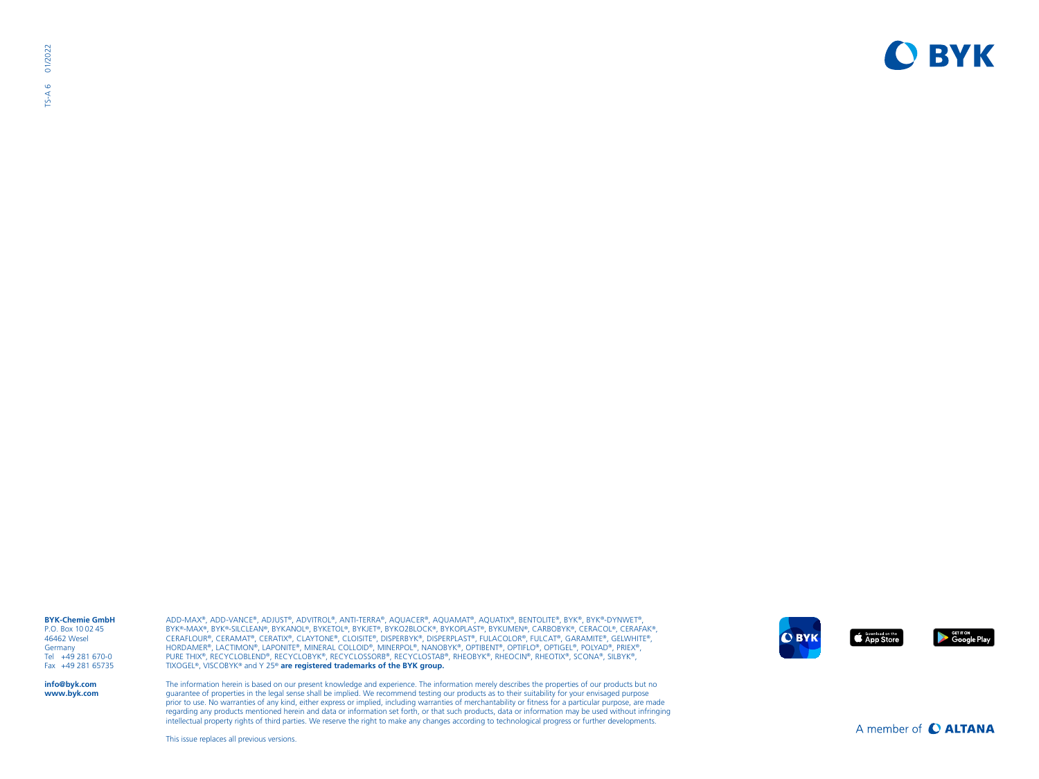TS-A 6 01/2022

**BYK-Chemie GmbH**
P.O. Box 10 02 45
46462 Wesel
Germany
Tel +49 281 670-0
Fax +49 281 65735

**info@byk.com**
**www.byk.com**

ADD-MAX®, ADD-VANCE®, ADJUST®, ADVITROL®, ANTI-TERRA®, AQUACER®, AQUAMAT®, AQUATIX®, BENTOLITE®, BYK®, BYK®-DYNWET®, BYK®-MAX®, BYK®-SILCLEAN®, BYKANOL®, BYKETOL®, BYKJET®, BYKO2BLOCK®, BYKOPLAST®, BYKUMEN®, CARBOBYK®, CERACOL®, CERAFAK®, CERAFLOUR®, CERAMAT®, CERATIX®, CLAYTONE®, CLOISITE®, DISPERBYK®, DISPERPLAST®, FULACOLOR®, FULCAT®, GARAMITE®, GELWHITE®, HORDAMER®, LACTIMON®, LAPONITE®, MINERAL COLLOID®, MINERPOL®, NANOBYK®, OPTIBENT®, OPTIFLO®, OPTIGEL®, POLYAD®, PRIEX®, PURE THIX®, RECYCLOBLEND®, RECYCLOBYK®, RECYCLOSSORB®, RECYCLOSTAB®, RHEOBYK®, RHEOCIN®, RHEOTIX®, SCONA®, SILBYK®, TIXOGEL®, VISCOBYK® and Y 25® **are registered trademarks of the BYK group.**

The information herein is based on our present knowledge and experience. The information merely describes the properties of our products but no guarantee of properties in the legal sense shall be implied. We recommend testing our products as to their suitability for your envisaged purpose prior to use. No warranties of any kind, either express or implied, including warranties of merchantability or fitness for a particular purpose, are made regarding any products mentioned herein and data or information set forth, or that such products, data or information may be used without infringing intellectual property rights of third parties. We reserve the right to make any changes according to technological progress or further developments.

This issue replaces all previous versions.

A member of ALTANA